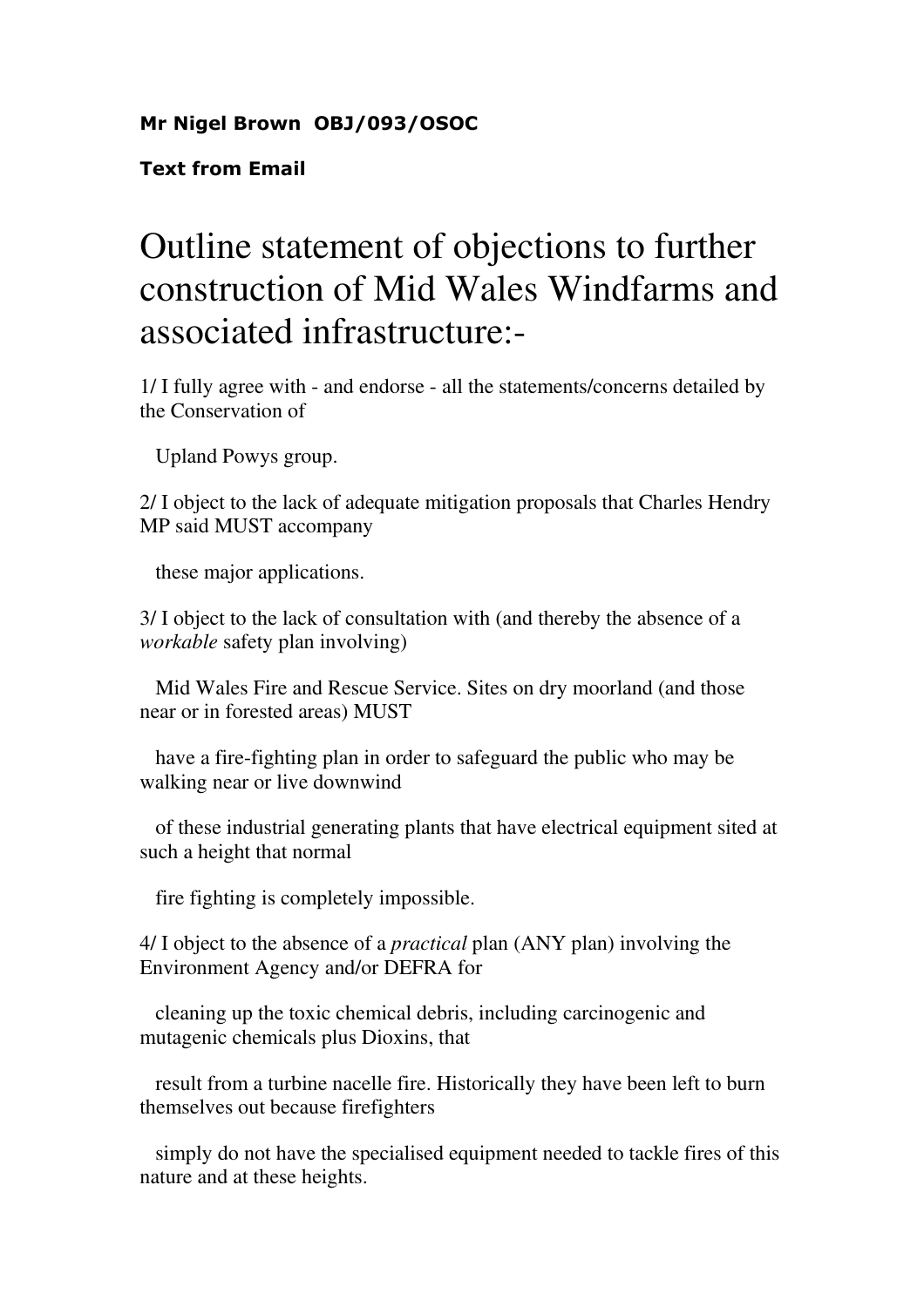**Mr Nigel Brown OBJ/093/OSOC**

**Text from Email**

# Outline statement of objections to further construction of Mid Wales Windfarms and associated infrastructure:-

1/ I fully agree with - and endorse - all the statements/concerns detailed by the Conservation of Upland Powys group.

2/ I object to the lack of adequate mitigation proposals that Charles Hendry MP said MUST accompany these major applications.

3/ I object to the lack of consultation with (and thereby the absence of a *workable* safety plan involving) Mid Wales Fire and Rescue Service. Sites on dry moorland (and those near or in forested areas) MUST have a fire-fighting plan in order to safeguard the public who may be walking near or live downwind of these industrial generating plants that have electrical equipment sited at such a height that normal fire fighting is completely impossible.

4/ I object to the absence of a *practical* plan (ANY plan) involving the Environment Agency and/or DEFRA for cleaning up the toxic chemical debris, including carcinogenic and mutagenic chemicals plus Dioxins, that result from a turbine nacelle fire. Historically they have been left to burn themselves out because firefighters simply do not have the specialised equipment needed to tackle fires of this nature and at these heights.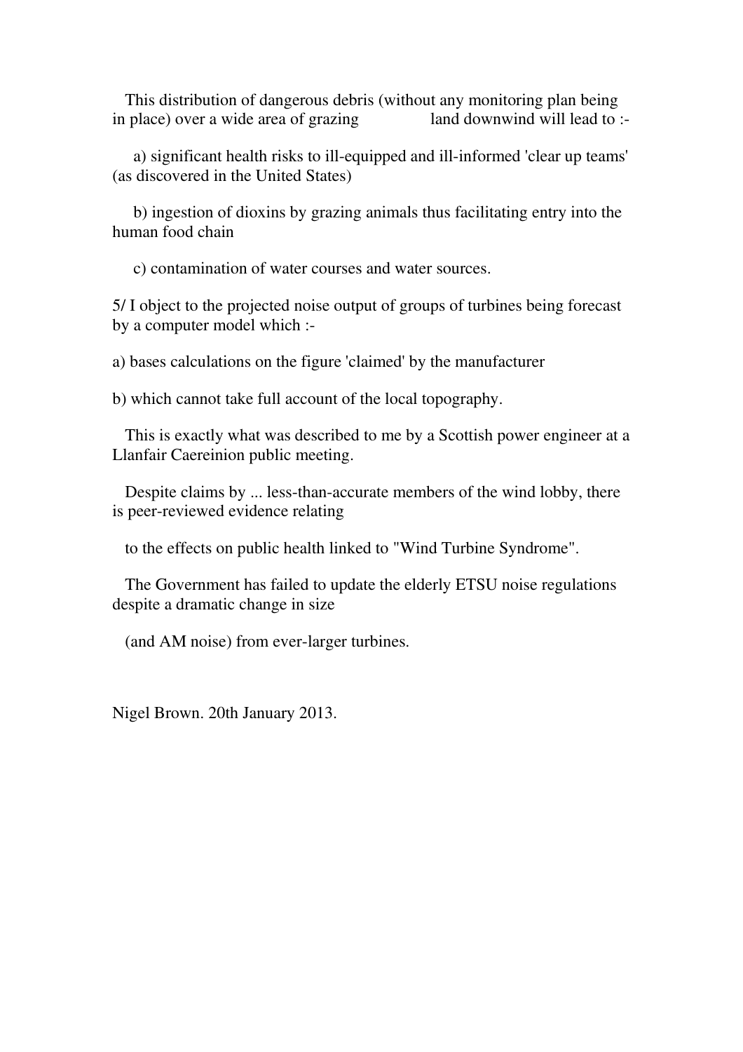This distribution of dangerous debris (without any monitoring plan being in place) over a wide area of grazing land downwind will lead to :-

a) significant health risks to ill-equipped and ill-informed 'clear up teams' (as discovered in the United States)

b) ingestion of dioxins by grazing animals thus facilitating entry into the human food chain

c) contamination of water courses and water sources.

5/ I object to the projected noise output of groups of turbines being forecast by a computer model which :-

a) bases calculations on the figure 'claimed' by the manufacturer

b) which cannot take full account of the local topography.

This is exactly what was described to me by a Scottish power engineer at a Llanfair Caereinion public meeting.

Despite claims by ... less-than-accurate members of the wind lobby, there is peer-reviewed evidence relating

to the effects on public health linked to "Wind Turbine Syndrome".

The Government has failed to update the elderly ETSU noise regulations despite a dramatic change in size

(and AM noise) from ever-larger turbines.

Nigel Brown. 20th January 2013.